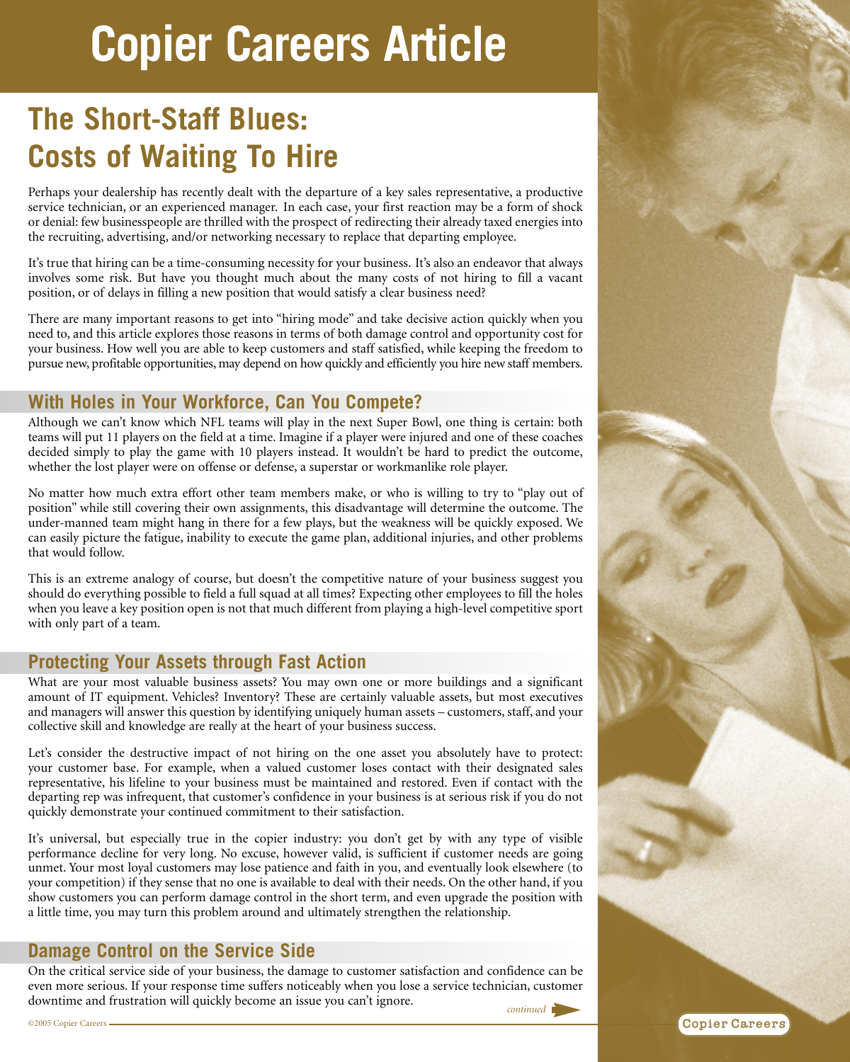# Copier Careers Article

## The Short-Staff Blues: Costs of Waiting To Hire

Perhaps your dealership has recently dealt with the departure of a key sales representative, a productive service technician, or an experienced manager. In each case, your first reaction may be a form of shock or denial: few businesspeople are thrilled with the prospect of redirecting their already taxed energies into the recruiting, advertising, and/or networking necessary to replace that departing employee.

It's true that hiring can be a time-consuming necessity for your business. It's also an endeavor that always involves some risk. But have you thought much about the many costs of not hiring to fill a vacant position, or of delays in filling a new position that would satisfy a clear business need?

There are many important reasons to get into "hiring mode" and take decisive action quickly when you need to, and this article explores those reasons in terms of both damage control and opportunity cost for your business. How well you are able to keep customers and staff satisfied, while keeping the freedom to pursue new, profitable opportunities, may depend on how quickly and efficiently you hire new staff members.

### With Holes in Your Workforce, Can You Compete?

Although we can't know which NFL teams will play in the next Super Bowl, one thing is certain: both teams will put 11 players on the field at a time. Imagine if a player were injured and one of these coaches decided simply to play the game with 10 players instead. It wouldn't be hard to predict the outcome, whether the lost player were on offense or defense, a superstar or workmanlike role player.

No matter how much extra effort other team members make, or who is willing to try to "play out of position" while still covering their own assignments, this disadvantage will determine the outcome. The under-manned team might hang in there for a few plays, but the weakness will be quickly exposed. We can easily picture the fatigue, inability to execute the game plan, additional injuries, and other problems that would follow.

This is an extreme analogy of course, but doesn't the competitive nature of your business suggest you should do everything possible to field a full squad at all times? Expecting other employees to fill the holes when you leave a key position open is not that much different from playing a high-level competitive sport with only part of a team.

### Protecting Your Assets through Fast Action

What are your most valuable business assets? You may own one or more buildings and a significant amount of IT equipment. Vehicles? Inventory? These are certainly valuable assets, but most executives and managers will answer this question by identifying uniquely human assets – customers, staff, and your collective skill and knowledge are really at the heart of your business success.

Let's consider the destructive impact of not hiring on the one asset you absolutely have to protect: your customer base. For example, when a valued customer loses contact with their designated sales representative, his lifeline to your business must be maintained and restored. Even if contact with the departing rep was infrequent, that customer's confidence in your business is at serious risk if you do not quickly demonstrate your continued commitment to their satisfaction.

It's universal, but especially true in the copier industry: you don't get by with any type of visible performance decline for very long. No excuse, however valid, is sufficient if customer needs are going unmet. Your most loyal customers may lose patience and faith in you, and eventually look elsewhere (to your competition) if they sense that no one is available to deal with their needs. On the other hand, if you show customers you can perform damage control in the short term, and even upgrade the position with a little time, you may turn this problem around and ultimately strengthen the relationship.

### Damage Control on the Service Side

On the critical service side of your business, the damage to customer satisfaction and confidence can be even more serious. If your response time suffers noticeably when you lose a service technician, customer downtime and frustration will quickly become an issue you can't ignore.

*continued*

©2005 Copier Careers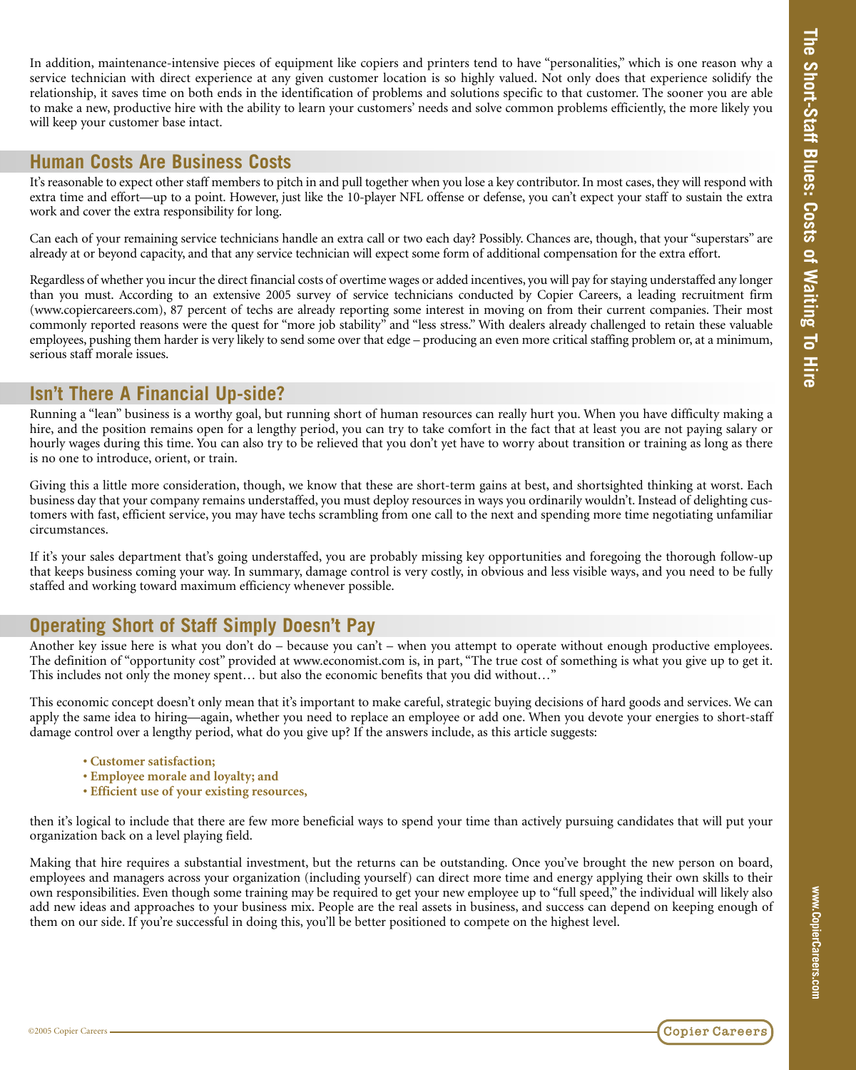In addition, maintenance-intensive pieces of equipment like copiers and printers tend to have "personalities," which is one reason why a service technician with direct experience at any given customer location is so highly valued. Not only does that experience solidify the relationship, it saves time on both ends in the identification of problems and solutions specific to that customer. The sooner you are able to make a new, productive hire with the ability to learn your customers' needs and solve common problems efficiently, the more likely you will keep your customer base intact.

## Human Costs Are Business Costs

It's reasonable to expect other staff members to pitch in and pull together when you lose a key contributor. In most cases, they will respond with extra time and effort—up to a point. However, just like the 10-player NFL offense or defense, you can't expect your staff to sustain the extra work and cover the extra responsibility for long.

Can each of your remaining service technicians handle an extra call or two each day? Possibly. Chances are, though, that your "superstars" are already at or beyond capacity, and that any service technician will expect some form of additional compensation for the extra effort.

Regardless of whether you incur the direct financial costs of overtime wages or added incentives, you will pay for staying understaffed any longer than you must. According to an extensive 2005 survey of service technicians conducted by Copier Careers, a leading recruitment firm (www.copiercareers.com), 87 percent of techs are already reporting some interest in moving on from their current companies. Their most commonly reported reasons were the quest for "more job stability" and "less stress." With dealers already challenged to retain these valuable employees, pushing them harder is very likely to send some over that edge – producing an even more critical staffing problem or, at a minimum, serious staff morale issues.

## Isn't There A Financial Up-side?

Running a "lean" business is a worthy goal, but running short of human resources can really hurt you. When you have difficulty making a hire, and the position remains open for a lengthy period, you can try to take comfort in the fact that at least you are not paying salary or hourly wages during this time. You can also try to be relieved that you don't yet have to worry about transition or training as long as there is no one to introduce, orient, or train.

Giving this a little more consideration, though, we know that these are short-term gains at best, and shortsighted thinking at worst. Each business day that your company remains understaffed, you must deploy resources in ways you ordinarily wouldn't. Instead of delighting customers with fast, efficient service, you may have techs scrambling from one call to the next and spending more time negotiating unfamiliar circumstances.

If it's your sales department that's going understaffed, you are probably missing key opportunities and foregoing the thorough follow-up that keeps business coming your way. In summary, damage control is very costly, in obvious and less visible ways, and you need to be fully staffed and working toward maximum efficiency whenever possible.

## Operating Short of Staff Simply Doesn't Pay

Another key issue here is what you don't do – because you can't – when you attempt to operate without enough productive employees. The definition of "opportunity cost" provided at www.economist.com is, in part, "The true cost of something is what you give up to get it. This includes not only the money spent… but also the economic benefits that you did without…"

This economic concept doesn't only mean that it's important to make careful, strategic buying decisions of hard goods and services. We can apply the same idea to hiring—again, whether you need to replace an employee or add one. When you devote your energies to short-staff damage control over a lengthy period, what do you give up? If the answers include, as this article suggests:

- **Customer satisfaction;**
- **Employee morale and loyalty; and**
- **Efficient use of your existing resources,**

then it's logical to include that there are few more beneficial ways to spend your time than actively pursuing candidates that will put your organization back on a level playing field.

Making that hire requires a substantial investment, but the returns can be outstanding. Once you've brought the new person on board, employees and managers across your organization (including yourself) can direct more time and energy applying their own skills to their own responsibilities. Even though some training may be required to get your new employee up to "full speed," the individual will likely also add new ideas and approaches to your business mix. People are the real assets in business, and success can depend on keeping enough of them on our side. If you're successful in doing this, you'll be better positioned to compete on the highest level.